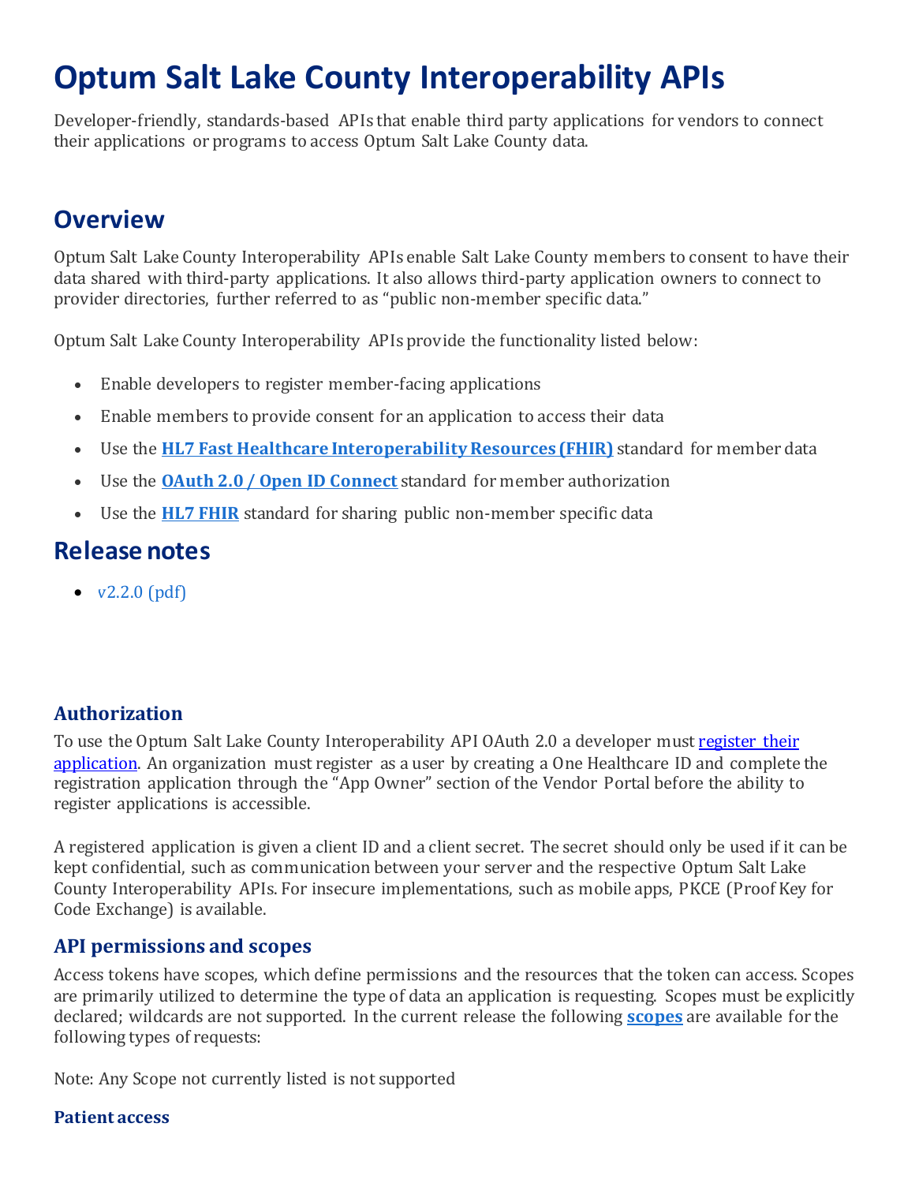# Optum Salt Lake County Interoperability APIs

Developer-friendly, standards-based APIs that enable third party applications for vendors to connect their applications or programs to access Optum Salt Lake County data.

## Overview

Optum Salt Lake County Interoperability APIs enable Salt Lake County members to consent to have their data shared with third-party applications. It also allows third-party application owners to connect to provider directories, further referred to as "public non-member specific data."

Optum Salt Lake County Interoperability APIs provide the functionality listed below:

- Enable developers to register member-facing applications
- Enable members to provide consent for an application to access their data
- Use the **HL7 Fast Healthcare Interoperability Resources (FHIR)** standard for member data
- Use the **OAuth 2.0 / Open ID Connect** standard for member authorization
- Use the **HL7 FHIR** standard for sharing public non-member specific data

## Release notes

- v2.2.0 (pdf)

### Authorization

To use the Optum Salt Lake County Interoperability API OAuth 2.0 a developer must register their application. An organization must register as a user by creating a One Healthcare ID and complete the registration application through the "App Owner" section of the Vendor Portal before the ability to register applications is accessible.

A registered application is given a client ID and a client secret. The secret should only be used if it can be kept confidential, such as communication between your server and the respective Optum Salt Lake County Interoperability APIs. For insecure implementations, such as mobile apps, PKCE (Proof Key for Code Exchange) is available.

### API permissions and scopes

Access tokens have scopes, which define permissions and the resources that the token can access. Scopes are primarily utilized to determine the type of data an application is requesting. Scopes must be explicitly declared; wildcards are not supported. In the current release the following **scopes** are available for the following types of requests:

Note: Any Scope not currently listed is not supported

#### Patient access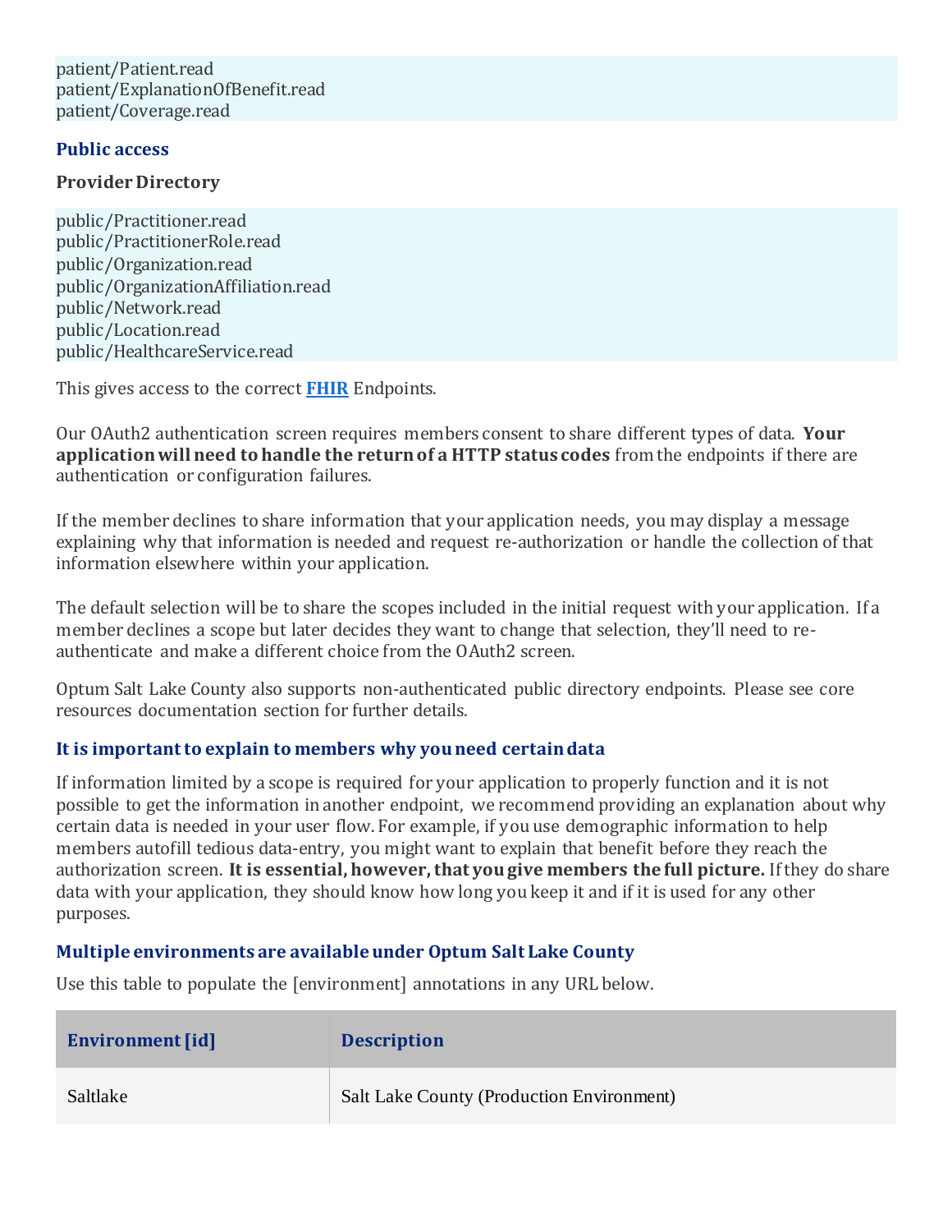```
patient/Patient.read
patient/ExplanationOfBenefit.read
patient/Coverage.read
```

## Public access

### Provider Directory

```
public/Practitioner.read
public/PractitionerRole.read
public/Organization.read
public/OrganizationAffiliation.read
public/Network.read
public/Location.read
public/HealthcareService.read
```

This gives access to the correct **FHIR** Endpoints.

Our OAuth2 authentication screen requires members consent to share different types of data. **Your application will need to handle the return of a HTTP status codes** from the endpoints if there are authentication or configuration failures.

If the member declines to share information that your application needs, you may display a message explaining why that information is needed and request re-authorization or handle the collection of that information elsewhere within your application.

The default selection will be to share the scopes included in the initial request with your application. If a member declines a scope but later decides they want to change that selection, they'll need to re-authenticate and make a different choice from the OAuth2 screen.

Optum Salt Lake County also supports non-authenticated public directory endpoints. Please see core resources documentation section for further details.

## It is important to explain to members why you need certain data

If information limited by a scope is required for your application to properly function and it is not possible to get the information in another endpoint, we recommend providing an explanation about why certain data is needed in your user flow. For example, if you use demographic information to help members autofill tedious data-entry, you might want to explain that benefit before they reach the authorization screen. **It is essential, however, that you give members the full picture.** If they do share data with your application, they should know how long you keep it and if it is used for any other purposes.

## Multiple environments are available under Optum Salt Lake County

Use this table to populate the [environment] annotations in any URL below.

| Environment [id] | Description |
| --- | --- |
| Saltlake | Salt Lake County (Production Environment) |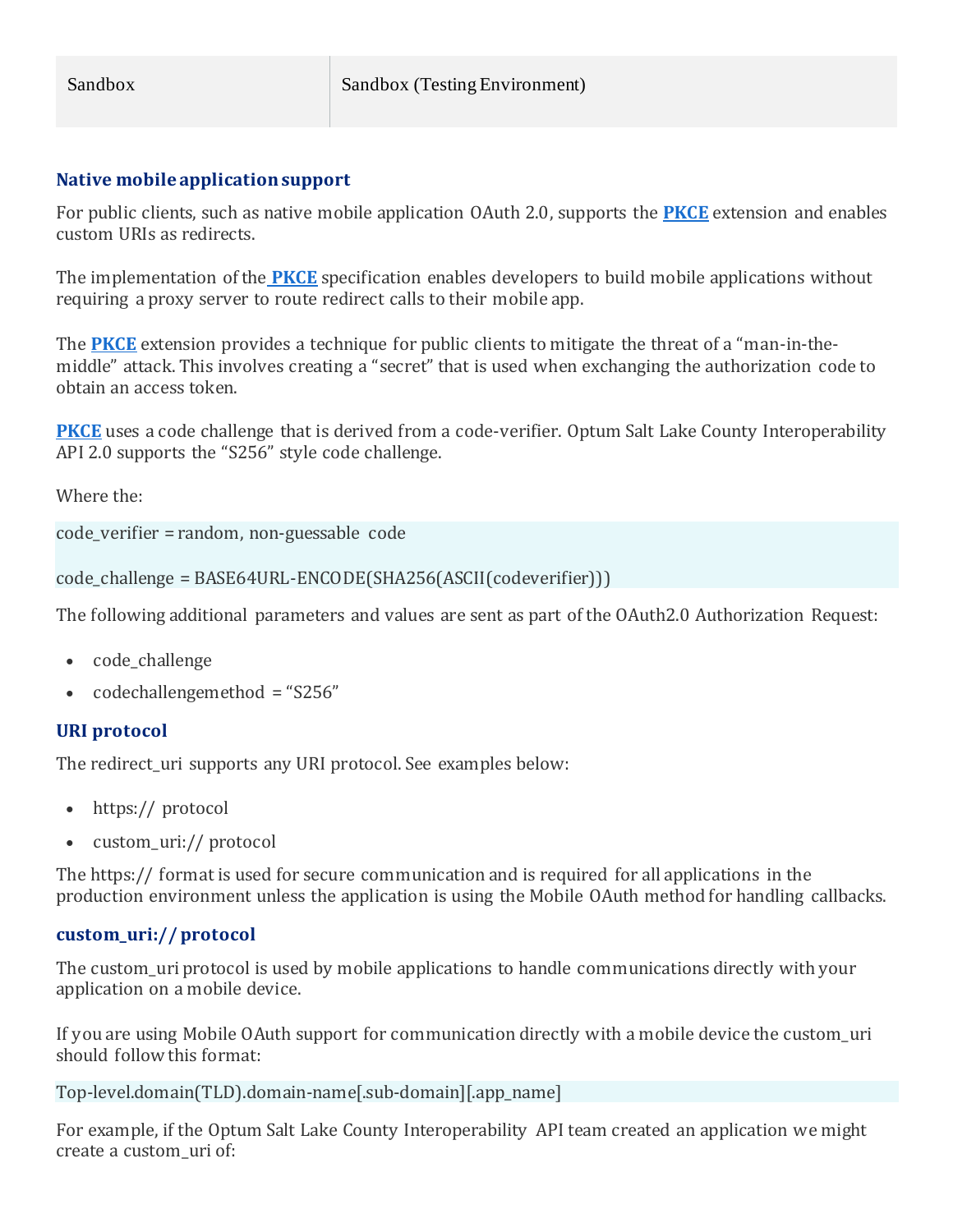| Sandbox | Sandbox (Testing Environment) |
| --- | --- |

### Native mobile application support

For public clients, such as native mobile application OAuth 2.0, supports the **PKCE** extension and enables custom URIs as redirects.

The implementation of the **PKCE** specification enables developers to build mobile applications without requiring a proxy server to route redirect calls to their mobile app.

The **PKCE** extension provides a technique for public clients to mitigate the threat of a "man-in-the-middle" attack. This involves creating a "secret" that is used when exchanging the authorization code to obtain an access token.

**PKCE** uses a code challenge that is derived from a code-verifier. Optum Salt Lake County Interoperability API 2.0 supports the "S256" style code challenge.

Where the:

```
code_verifier = random, non-guessable code

code_challenge = BASE64URL-ENCODE(SHA256(ASCII(codeverifier)))
```

The following additional parameters and values are sent as part of the OAuth2.0 Authorization Request:

- code_challenge
- codechallengemethod = "S256"

### URI protocol

The redirect_uri supports any URI protocol. See examples below:

- https:// protocol
- custom_uri:// protocol

The https:// format is used for secure communication and is required for all applications in the production environment unless the application is using the Mobile OAuth method for handling callbacks.

### custom_uri:// protocol

The custom_uri protocol is used by mobile applications to handle communications directly with your application on a mobile device.

If you are using Mobile OAuth support for communication directly with a mobile device the custom_uri should follow this format:

```
Top-level.domain(TLD).domain-name[.sub-domain][.app_name]
```

For example, if the Optum Salt Lake County Interoperability API team created an application we might create a custom_uri of: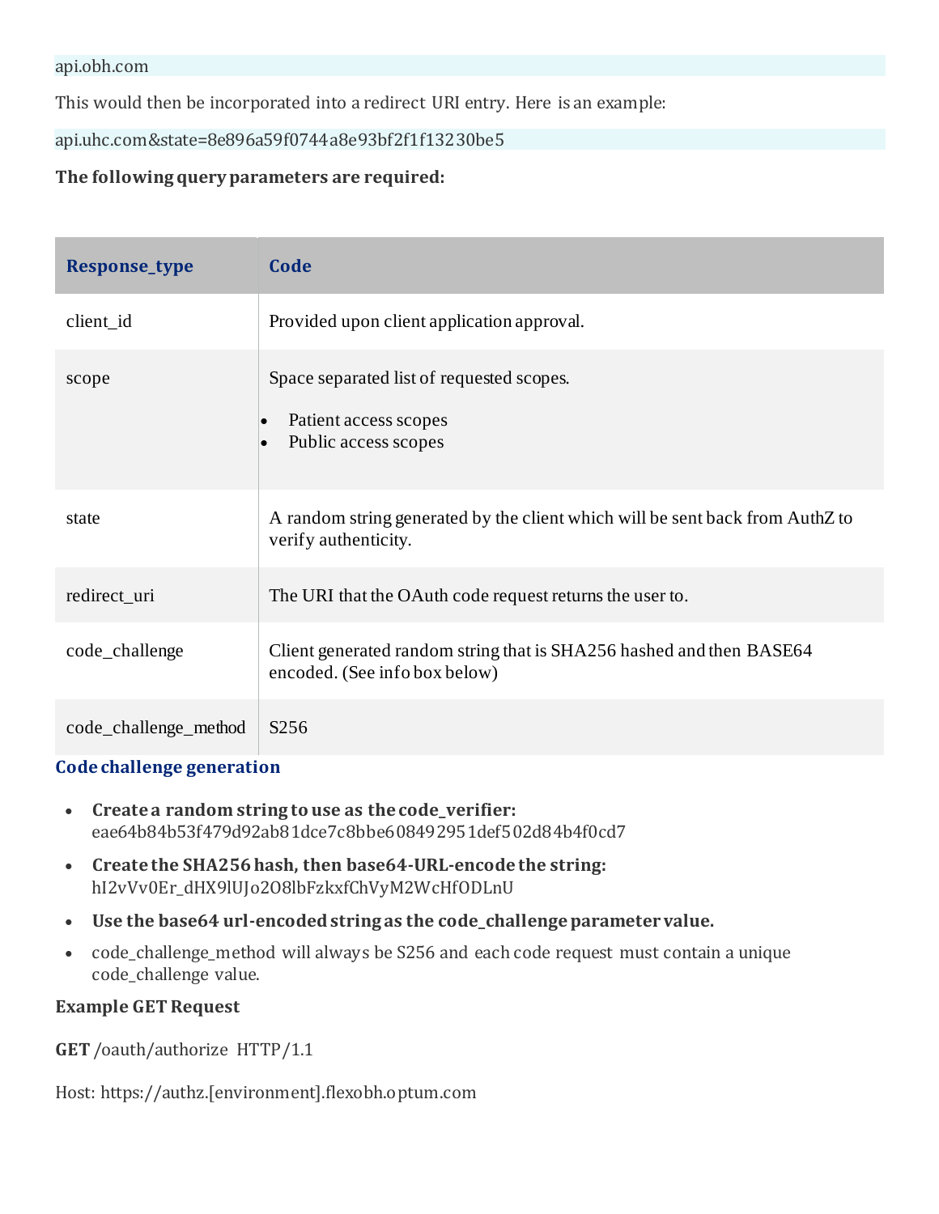```
api.obh.com
```

This would then be incorporated into a redirect URI entry. Here is an example:

```
api.uhc.com&state=8e896a59f0744a8e93bf2f1f13230be5
```

**The following query parameters are required:**

| Response_type | Code |
|---|---|
| client_id | Provided upon client application approval. |
| scope | Space separated list of requested scopes.<br>• Patient access scopes<br>• Public access scopes |
| state | A random string generated by the client which will be sent back from AuthZ to verify authenticity. |
| redirect_uri | The URI that the OAuth code request returns the user to. |
| code_challenge | Client generated random string that is SHA256 hashed and then BASE64 encoded. (See info box below) |
| code_challenge_method | S256 |

### Code challenge generation

- **Create a random string to use as the code_verifier:** eae64b84b53f479d92ab81dce7c8bbe608492951def502d84b4f0cd7
- **Create the SHA256 hash, then base64-URL-encode the string:** hI2vVv0Er_dHX9lUJo2O8lbFzkxfChVyM2WcHfODLnU
- **Use the base64 url-encoded string as the code_challenge parameter value.**
- code_challenge_method will always be S256 and each code request must contain a unique code_challenge value.

**Example GET Request**

**GET** /oauth/authorize HTTP/1.1

Host: https://authz.[environment].flexobh.optum.com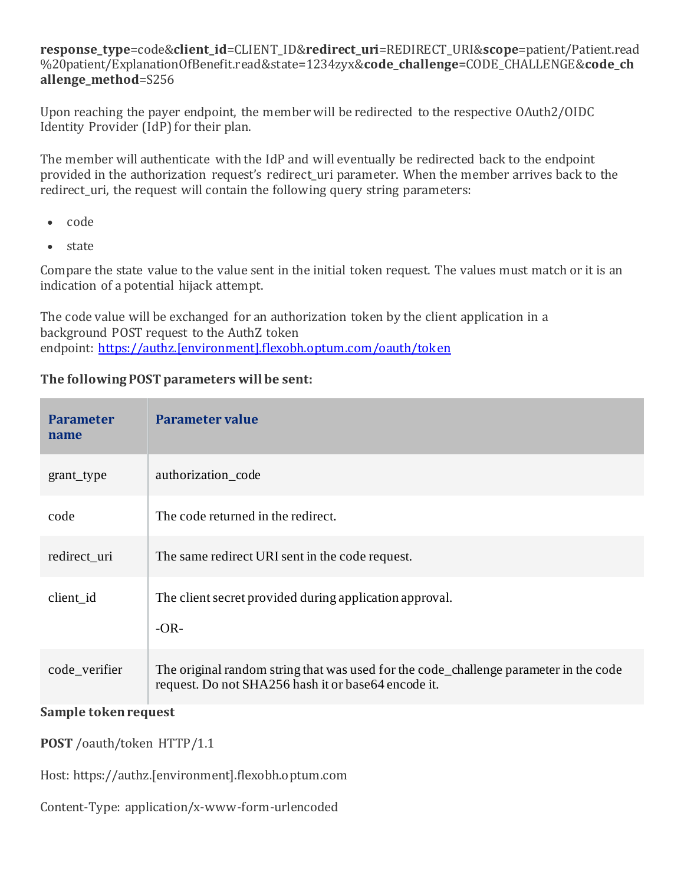**response_type**=code&**client_id**=CLIENT_ID&**redirect_uri**=REDIRECT_URI&**scope**=patient/Patient.read%20patient/ExplanationOfBenefit.read&state=1234zyx&**code_challenge**=CODE_CHALLENGE&**code_challenge_method**=S256

Upon reaching the payer endpoint, the member will be redirected to the respective OAuth2/OIDC Identity Provider (IdP) for their plan.

The member will authenticate with the IdP and will eventually be redirected back to the endpoint provided in the authorization request's redirect_uri parameter. When the member arrives back to the redirect_uri, the request will contain the following query string parameters:

- code
- state

Compare the state value to the value sent in the initial token request. The values must match or it is an indication of a potential hijack attempt.

The code value will be exchanged for an authorization token by the client application in a background POST request to the AuthZ token endpoint: https://authz.[environment].flexobh.optum.com/oauth/token

**The following POST parameters will be sent:**

| Parameter name | Parameter value |
|---|---|
| grant_type | authorization_code |
| code | The code returned in the redirect. |
| redirect_uri | The same redirect URI sent in the code request. |
| client_id | The client secret provided during application approval.<br><br>-OR- |
| code_verifier | The original random string that was used for the code_challenge parameter in the code request. Do not SHA256 hash it or base64 encode it. |

**Sample token request**

**POST** /oauth/token HTTP/1.1

Host: https://authz.[environment].flexobh.optum.com

Content-Type: application/x-www-form-urlencoded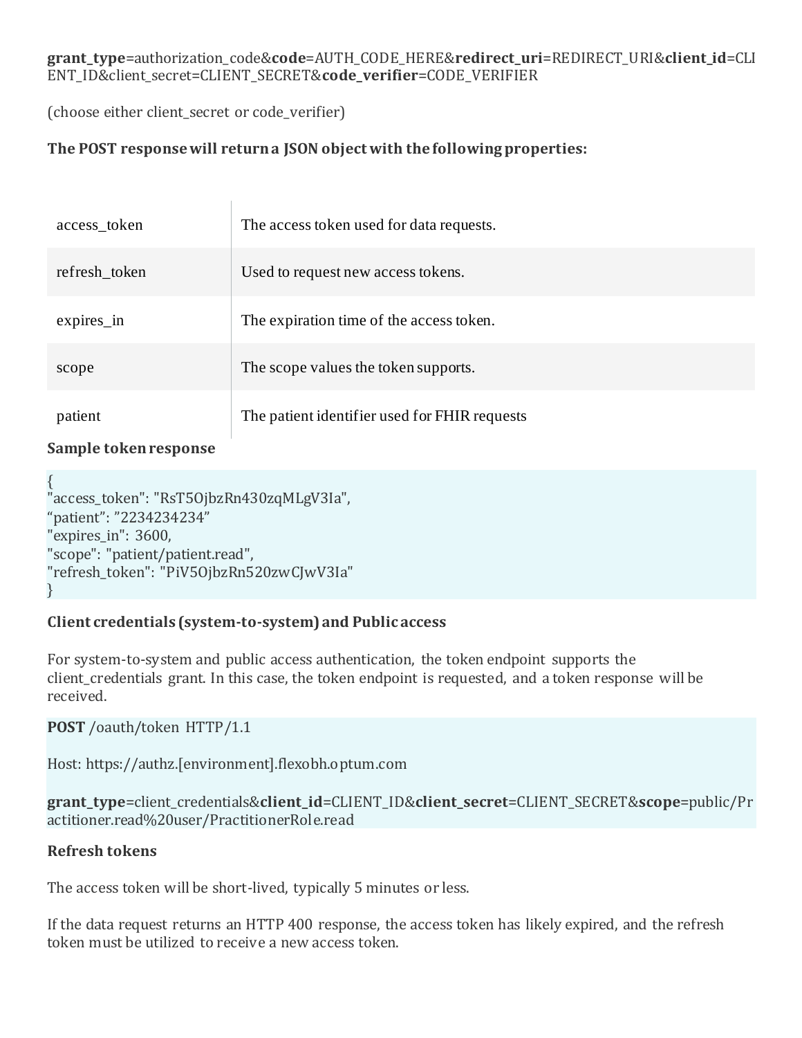**grant_type**=authorization_code&**code**=AUTH_CODE_HERE&**redirect_uri**=REDIRECT_URI&**client_id**=CLIENT_ID&client_secret=CLIENT_SECRET&**code_verifier**=CODE_VERIFIER

(choose either client_secret or code_verifier)

**The POST response will return a JSON object with the following properties:**

| | |
|---|---|
| access_token | The access token used for data requests. |
| refresh_token | Used to request new access tokens. |
| expires_in | The expiration time of the access token. |
| scope | The scope values the token supports. |
| patient | The patient identifier used for FHIR requests |

**Sample token response**

```
{
"access_token": "RsT5OjbzRn430zqMLgV3Ia",
“patient”: ”2234234234”
"expires_in": 3600,
"scope": "patient/patient.read",
"refresh_token": "PiV5OjbzRn520zwCJwV3Ia"
}
```

**Client credentials (system-to-system) and Public access**

For system-to-system and public access authentication, the token endpoint supports the client_credentials grant. In this case, the token endpoint is requested, and a token response will be received.

```
POST /oauth/token HTTP/1.1

Host: https://authz.[environment].flexobh.optum.com

grant_type=client_credentials&client_id=CLIENT_ID&client_secret=CLIENT_SECRET&scope=public/Practitioner.read%20user/PractitionerRole.read
```

**Refresh tokens**

The access token will be short-lived, typically 5 minutes or less.

If the data request returns an HTTP 400 response, the access token has likely expired, and the refresh token must be utilized to receive a new access token.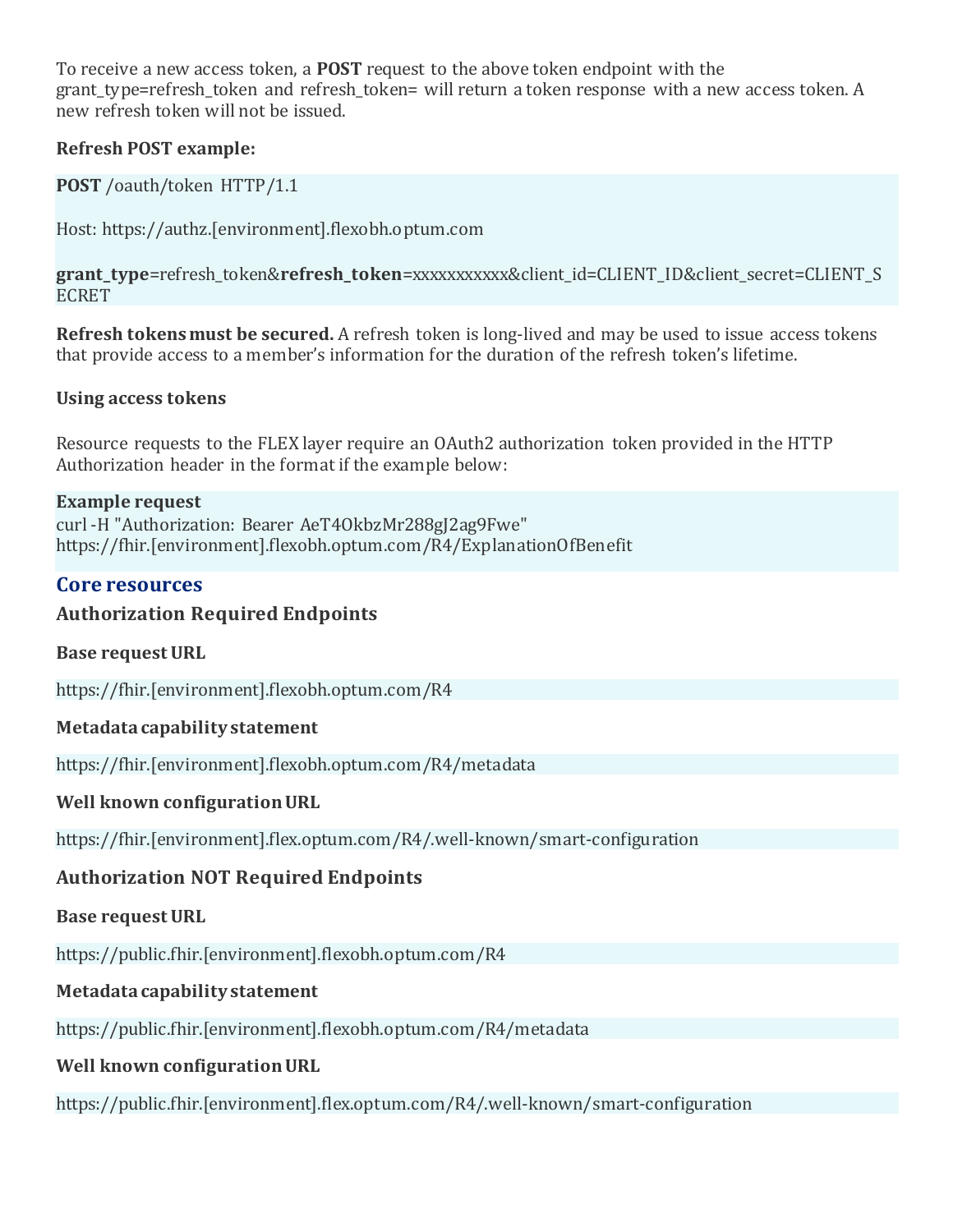To receive a new access token, a **POST** request to the above token endpoint with the grant_type=refresh_token and refresh_token= will return a token response with a new access token. A new refresh token will not be issued.

**Refresh POST example:**

```
POST /oauth/token HTTP/1.1

Host: https://authz.[environment].flexobh.optum.com

grant_type=refresh_token&refresh_token=xxxxxxxxxxx&client_id=CLIENT_ID&client_secret=CLIENT_SECRET
```

**Refresh tokens must be secured.** A refresh token is long-lived and may be used to issue access tokens that provide access to a member's information for the duration of the refresh token's lifetime.

**Using access tokens**

Resource requests to the FLEX layer require an OAuth2 authorization token provided in the HTTP Authorization header in the format if the example below:

**Example request**

```
curl -H "Authorization: Bearer AeT4OkbzMr288gJ2ag9Fwe"
https://fhir.[environment].flexobh.optum.com/R4/ExplanationOfBenefit
```

## Core resources

### Authorization Required Endpoints

**Base request URL**

```
https://fhir.[environment].flexobh.optum.com/R4
```

**Metadata capability statement**

```
https://fhir.[environment].flexobh.optum.com/R4/metadata
```

**Well known configuration URL**

```
https://fhir.[environment].flex.optum.com/R4/.well-known/smart-configuration
```

### Authorization NOT Required Endpoints

**Base request URL**

```
https://public.fhir.[environment].flexobh.optum.com/R4
```

**Metadata capability statement**

```
https://public.fhir.[environment].flexobh.optum.com/R4/metadata
```

**Well known configuration URL**

```
https://public.fhir.[environment].flex.optum.com/R4/.well-known/smart-configuration
```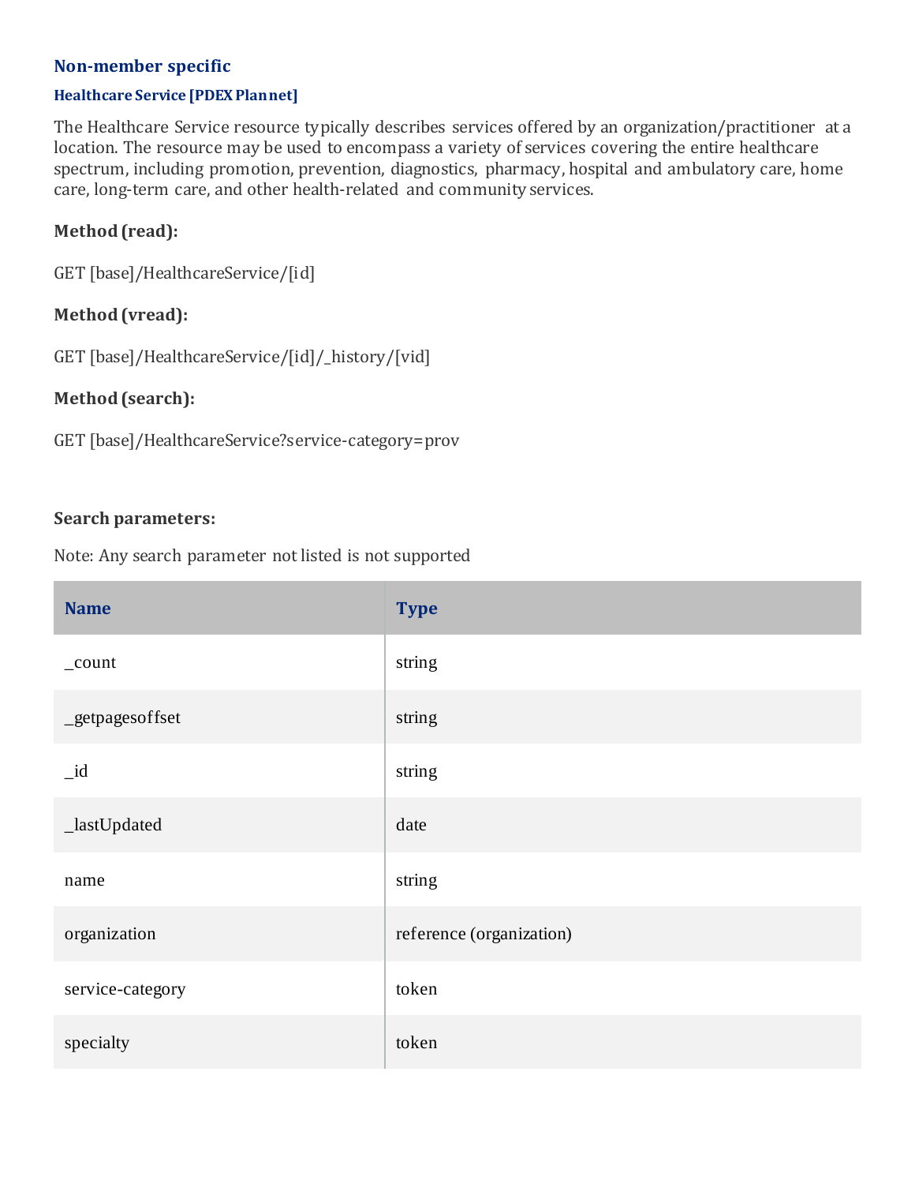## Non-member specific

### Healthcare Service [PDEX Plannet]

The Healthcare Service resource typically describes services offered by an organization/practitioner at a location. The resource may be used to encompass a variety of services covering the entire healthcare spectrum, including promotion, prevention, diagnostics, pharmacy, hospital and ambulatory care, home care, long-term care, and other health-related and community services.

**Method (read):**

GET [base]/HealthcareService/[id]

**Method (vread):**

GET [base]/HealthcareService/[id]/_history/[vid]

**Method (search):**

GET [base]/HealthcareService?service-category=prov

**Search parameters:**

Note: Any search parameter not listed is not supported

| Name | Type |
|---|---|
| _count | string |
| _getpagesoffset | string |
| _id | string |
| _lastUpdated | date |
| name | string |
| organization | reference (organization) |
| service-category | token |
| specialty | token |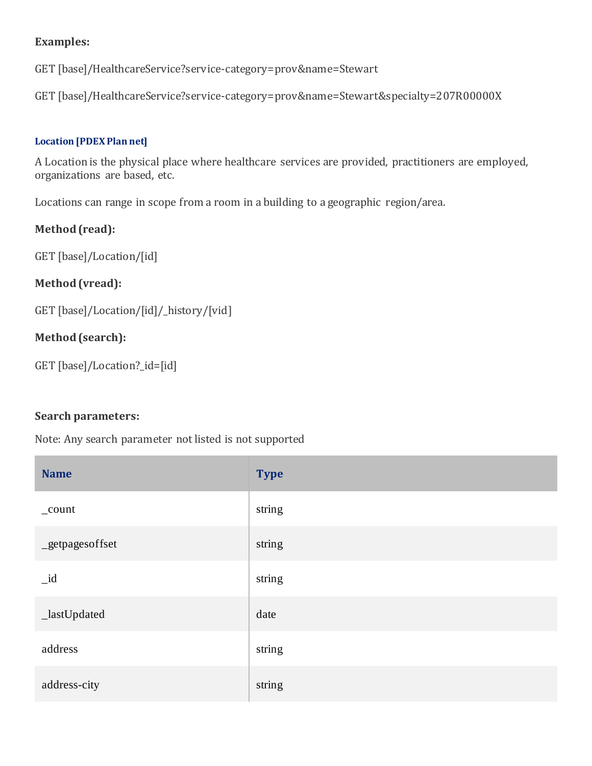**Examples:**

GET [base]/HealthcareService?service-category=prov&name=Stewart

GET [base]/HealthcareService?service-category=prov&name=Stewart&specialty=207R00000X

#### Location [PDEX Plan net]

A Location is the physical place where healthcare services are provided, practitioners are employed, organizations are based, etc.

Locations can range in scope from a room in a building to a geographic region/area.

**Method (read):**

GET [base]/Location/[id]

**Method (vread):**

GET [base]/Location/[id]/_history/[vid]

**Method (search):**

GET [base]/Location?_id=[id]

**Search parameters:**

Note: Any search parameter not listed is not supported

| Name | Type |
|---|---|
| _count | string |
| _getpagesoffset | string |
| _id | string |
| _lastUpdated | date |
| address | string |
| address-city | string |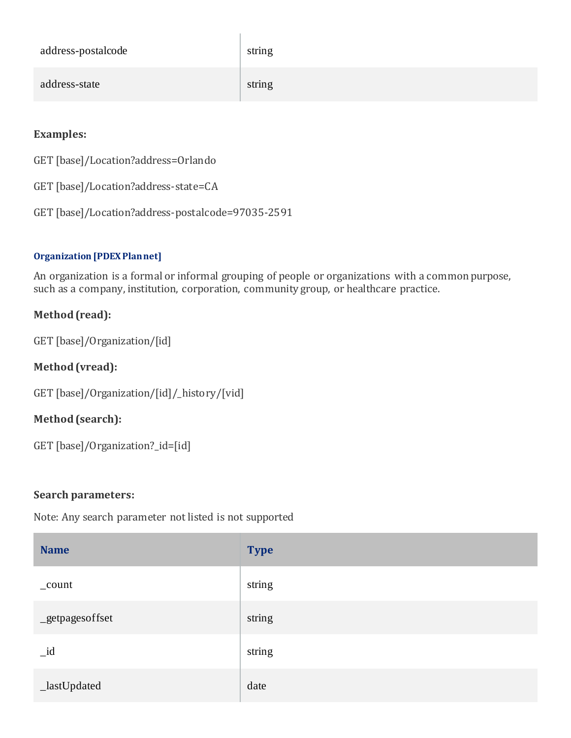| address-postalcode | string |
|---|---|
| address-state | string |

**Examples:**

GET [base]/Location?address=Orlando

GET [base]/Location?address-state=CA

GET [base]/Location?address-postalcode=97035-2591

#### Organization [PDEX Plannet]

An organization is a formal or informal grouping of people or organizations with a common purpose, such as a company, institution, corporation, community group, or healthcare practice.

**Method (read):**

GET [base]/Organization/[id]

**Method (vread):**

GET [base]/Organization/[id]/_history/[vid]

**Method (search):**

GET [base]/Organization?_id=[id]

**Search parameters:**

Note: Any search parameter not listed is not supported

| Name | Type |
|---|---|
| _count | string |
| _getpagesoffset | string |
| _id | string |
| _lastUpdated | date |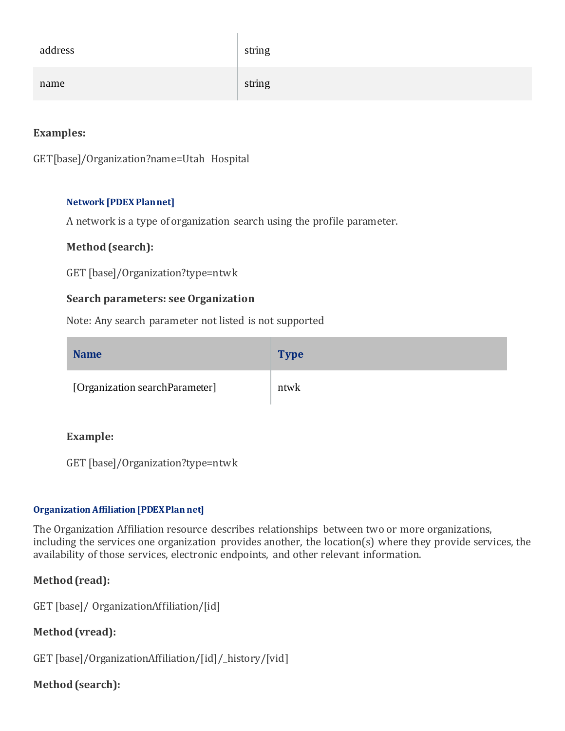| address | string |
| --- | --- |
| name | string |

**Examples:**

GET[base]/Organization?name=Utah Hospital

#### Network [PDEX Plan net]

A network is a type of organization search using the profile parameter.

**Method (search):**

GET [base]/Organization?type=ntwk

**Search parameters: see Organization**

Note: Any search parameter not listed is not supported

| Name | Type |
| --- | --- |
| [Organization searchParameter] | ntwk |

**Example:**

GET [base]/Organization?type=ntwk

### Organization Affiliation [PDEX Plan net]

The Organization Affiliation resource describes relationships between two or more organizations, including the services one organization provides another, the location(s) where they provide services, the availability of those services, electronic endpoints, and other relevant information.

**Method (read):**

GET [base]/ OrganizationAffiliation/[id]

**Method (vread):**

GET [base]/OrganizationAffiliation/[id]/_history/[vid]

**Method (search):**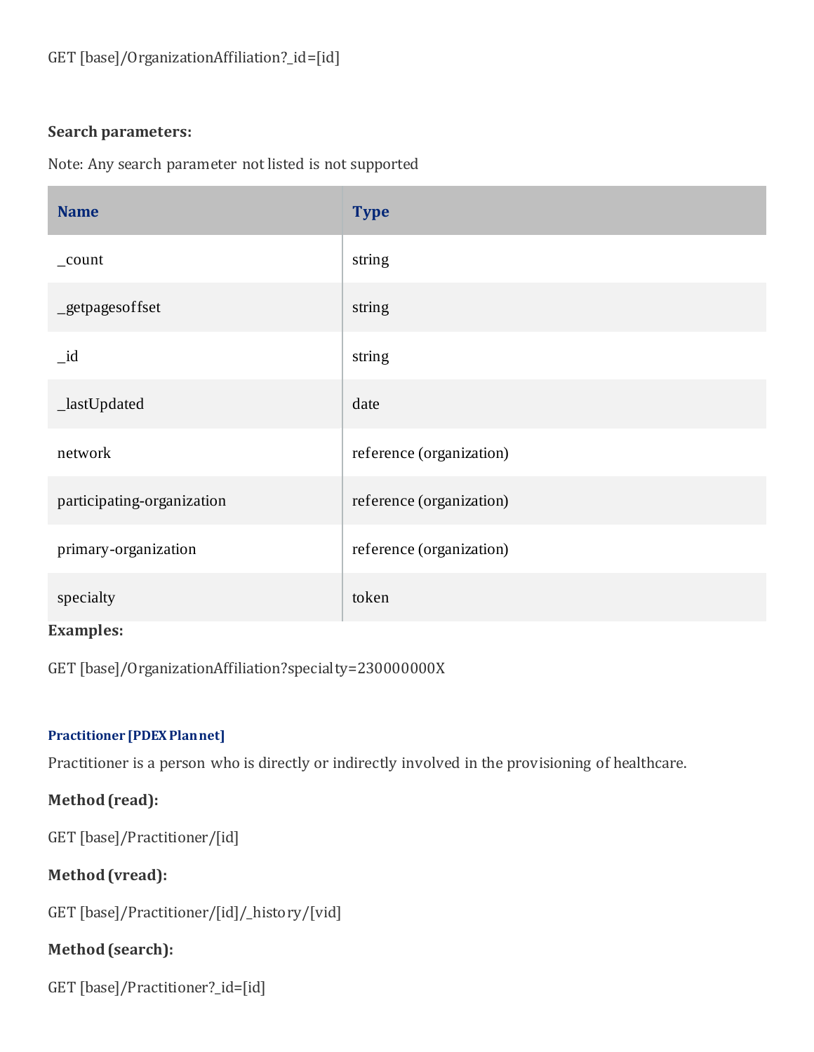GET [base]/OrganizationAffiliation?_id=[id]

**Search parameters:**

Note: Any search parameter not listed is not supported

| Name | Type |
| --- | --- |
| _count | string |
| _getpagesoffset | string |
| _id | string |
| _lastUpdated | date |
| network | reference (organization) |
| participating-organization | reference (organization) |
| primary-organization | reference (organization) |
| specialty | token |

**Examples:**

GET [base]/OrganizationAffiliation?specialty=230000000X

#### Practitioner [PDEX Plan net]

Practitioner is a person who is directly or indirectly involved in the provisioning of healthcare.

**Method (read):**

GET [base]/Practitioner/[id]

**Method (vread):**

GET [base]/Practitioner/[id]/_history/[vid]

**Method (search):**

GET [base]/Practitioner?_id=[id]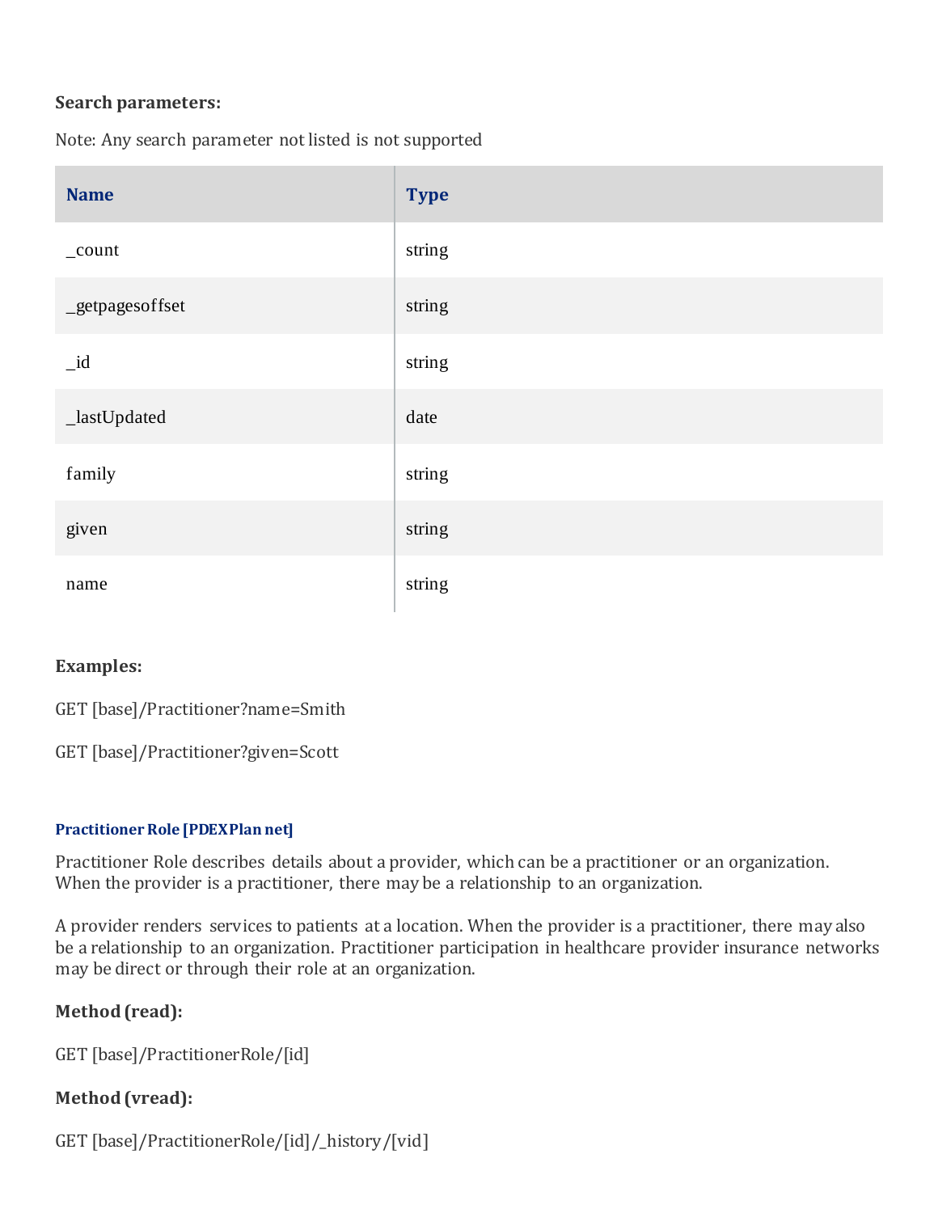**Search parameters:**

Note: Any search parameter not listed is not supported

| Name | Type |
|---|---|
| _count | string |
| _getpagesoffset | string |
| _id | string |
| _lastUpdated | date |
| family | string |
| given | string |
| name | string |

**Examples:**

GET [base]/Practitioner?name=Smith

GET [base]/Practitioner?given=Scott

#### Practitioner Role [PDEXPlan net]

Practitioner Role describes details about a provider, which can be a practitioner or an organization. When the provider is a practitioner, there may be a relationship to an organization.

A provider renders services to patients at a location. When the provider is a practitioner, there may also be a relationship to an organization. Practitioner participation in healthcare provider insurance networks may be direct or through their role at an organization.

**Method (read):**

GET [base]/PractitionerRole/[id]

**Method (vread):**

GET [base]/PractitionerRole/[id]/_history/[vid]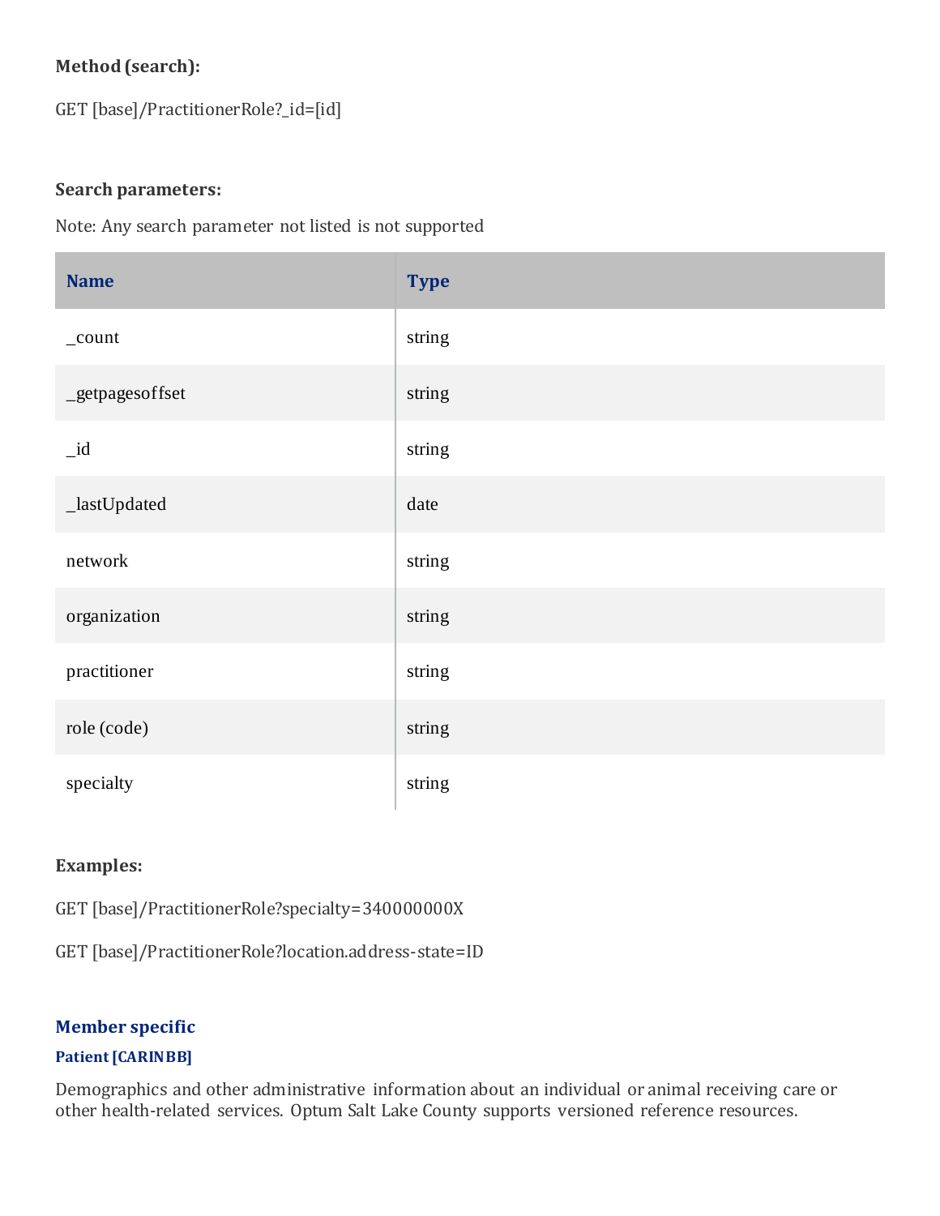**Method (search):**

GET [base]/PractitionerRole?_id=[id]

**Search parameters:**

Note: Any search parameter not listed is not supported

| Name | Type |
|---|---|
| _count | string |
| _getpagesoffset | string |
| _id | string |
| _lastUpdated | date |
| network | string |
| organization | string |
| practitioner | string |
| role (code) | string |
| specialty | string |

**Examples:**

GET [base]/PractitionerRole?specialty=340000000X

GET [base]/PractitionerRole?location.address-state=ID

## Member specific

### Patient [CARINBB]

Demographics and other administrative information about an individual or animal receiving care or other health-related services. Optum Salt Lake County supports versioned reference resources.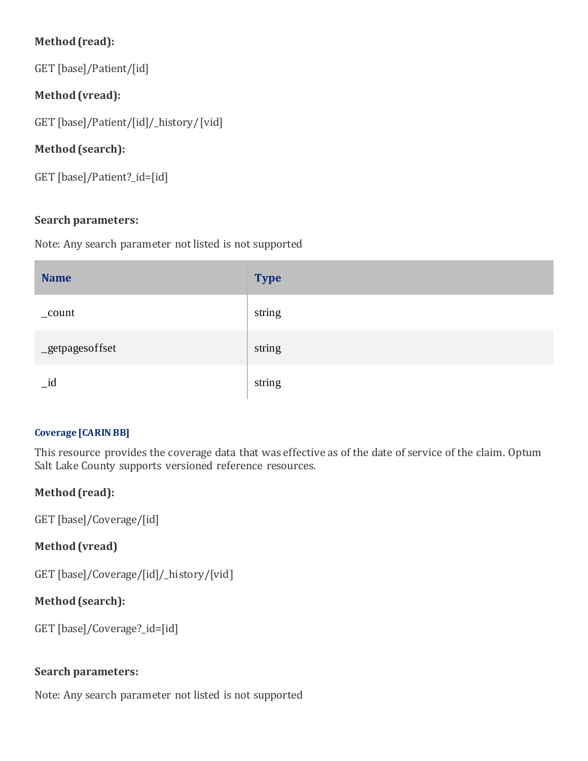**Method (read):**

GET [base]/Patient/[id]

**Method (vread):**

GET [base]/Patient/[id]/_history/[vid]

**Method (search):**

GET [base]/Patient?_id=[id]

**Search parameters:**

Note: Any search parameter not listed is not supported

| Name | Type |
| --- | --- |
| _count | string |
| _getpagesoffset | string |
| _id | string |

#### Coverage [CARIN BB]

This resource provides the coverage data that was effective as of the date of service of the claim. Optum Salt Lake County supports versioned reference resources.

**Method (read):**

GET [base]/Coverage/[id]

**Method (vread)**

GET [base]/Coverage/[id]/_history/[vid]

**Method (search):**

GET [base]/Coverage?_id=[id]

**Search parameters:**

Note: Any search parameter not listed is not supported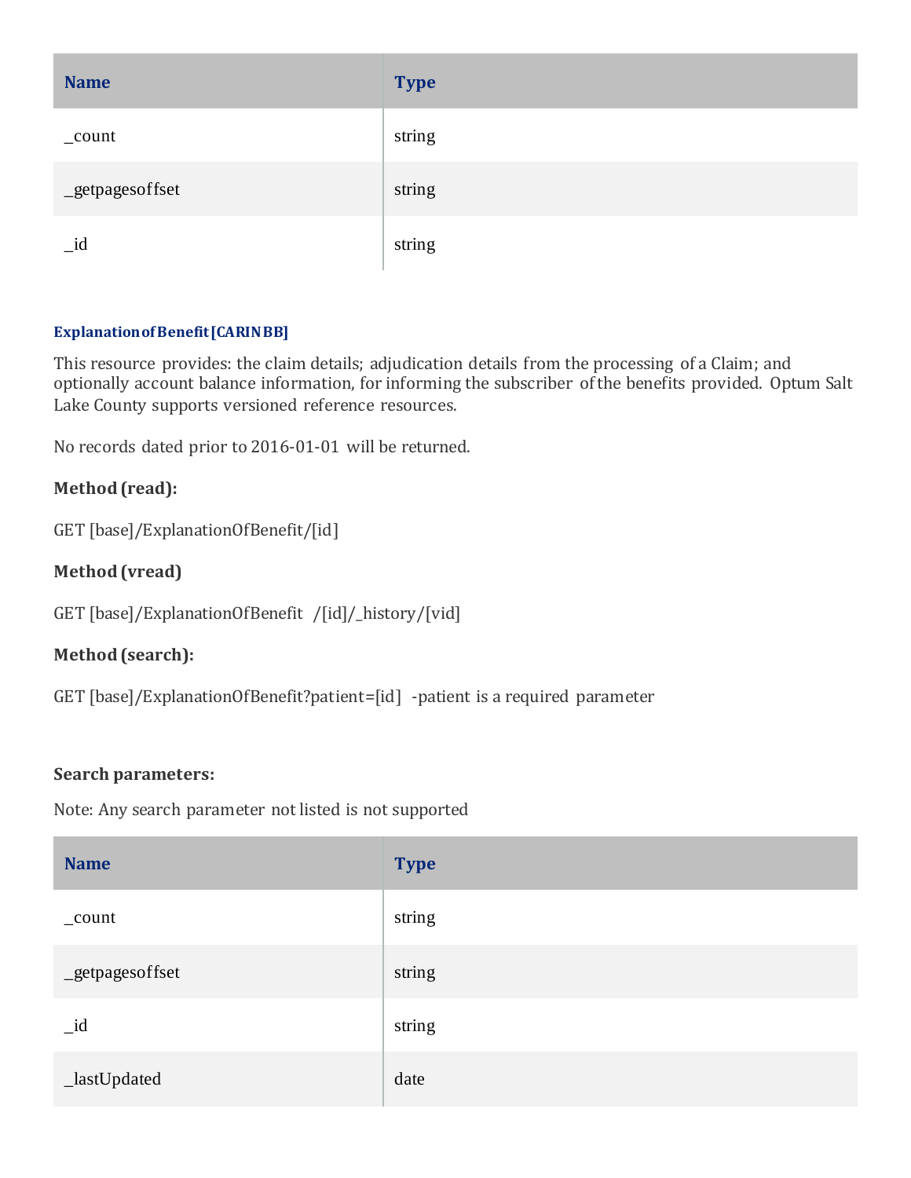| Name | Type |
| --- | --- |
| _count | string |
| _getpagesoffset | string |
| _id | string |

#### ExplanationofBenefit [CARIN BB]

This resource provides: the claim details; adjudication details from the processing of a Claim; and optionally account balance information, for informing the subscriber of the benefits provided. Optum Salt Lake County supports versioned reference resources.

No records dated prior to 2016-01-01 will be returned.

**Method (read):**

GET [base]/ExplanationOfBenefit/[id]

**Method (vread)**

GET [base]/ExplanationOfBenefit /[id]/_history/[vid]

**Method (search):**

GET [base]/ExplanationOfBenefit?patient=[id] -patient is a required parameter

**Search parameters:**

Note: Any search parameter not listed is not supported

| Name | Type |
| --- | --- |
| _count | string |
| _getpagesoffset | string |
| _id | string |
| _lastUpdated | date |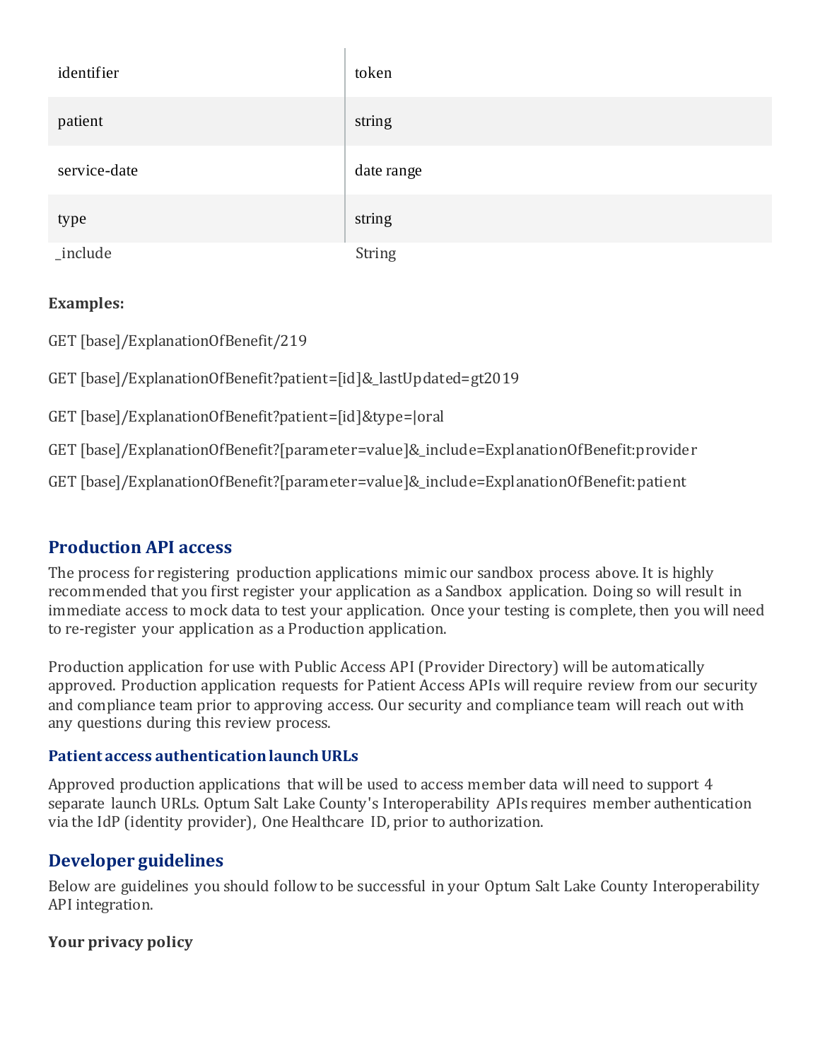| | |
|---|---|
| identifier | token |
| patient | string |
| service-date | date range |
| type | string |
| _include | String |

**Examples:**

GET [base]/ExplanationOfBenefit/219

GET [base]/ExplanationOfBenefit?patient=[id]&_lastUpdated=gt2019

GET [base]/ExplanationOfBenefit?patient=[id]&type=|oral

GET [base]/ExplanationOfBenefit?[parameter=value]&_include=ExplanationOfBenefit:provider

GET [base]/ExplanationOfBenefit?[parameter=value]&_include=ExplanationOfBenefit:patient

## Production API access

The process for registering production applications mimic our sandbox process above. It is highly recommended that you first register your application as a Sandbox application. Doing so will result in immediate access to mock data to test your application. Once your testing is complete, then you will need to re-register your application as a Production application.

Production application for use with Public Access API (Provider Directory) will be automatically approved. Production application requests for Patient Access APIs will require review from our security and compliance team prior to approving access. Our security and compliance team will reach out with any questions during this review process.

### Patient access authentication launch URLs

Approved production applications that will be used to access member data will need to support 4 separate launch URLs. Optum Salt Lake County's Interoperability APIs requires member authentication via the IdP (identity provider), One Healthcare ID, prior to authorization.

## Developer guidelines

Below are guidelines you should follow to be successful in your Optum Salt Lake County Interoperability API integration.

**Your privacy policy**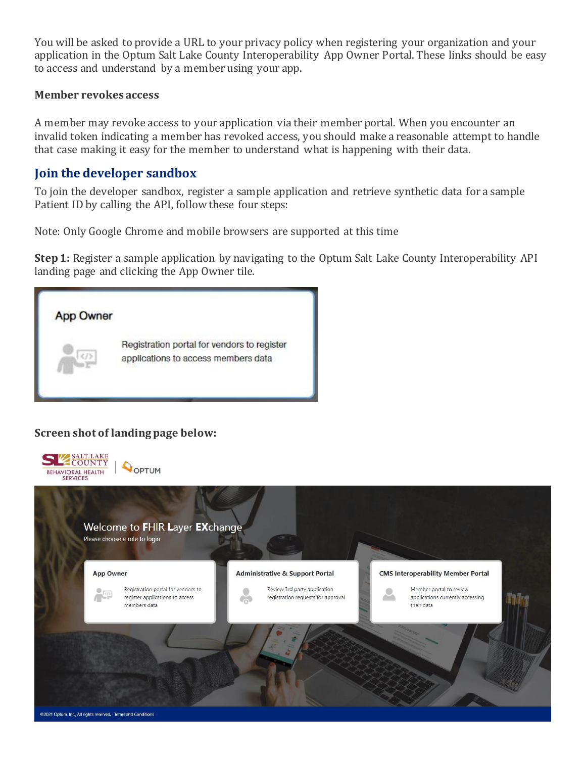You will be asked to provide a URL to your privacy policy when registering your organization and your application in the Optum Salt Lake County Interoperability App Owner Portal. These links should be easy to access and understand by a member using your app.

**Member revokes access**

A member may revoke access to your application via their member portal. When you encounter an invalid token indicating a member has revoked access, you should make a reasonable attempt to handle that case making it easy for the member to understand what is happening with their data.

## Join the developer sandbox

To join the developer sandbox, register a sample application and retrieve synthetic data for a sample Patient ID by calling the API, follow these four steps:

Note: Only Google Chrome and mobile browsers are supported at this time

**Step 1:** Register a sample application by navigating to the Optum Salt Lake County Interoperability API landing page and clicking the App Owner tile.

**Screen shot of landing page below:**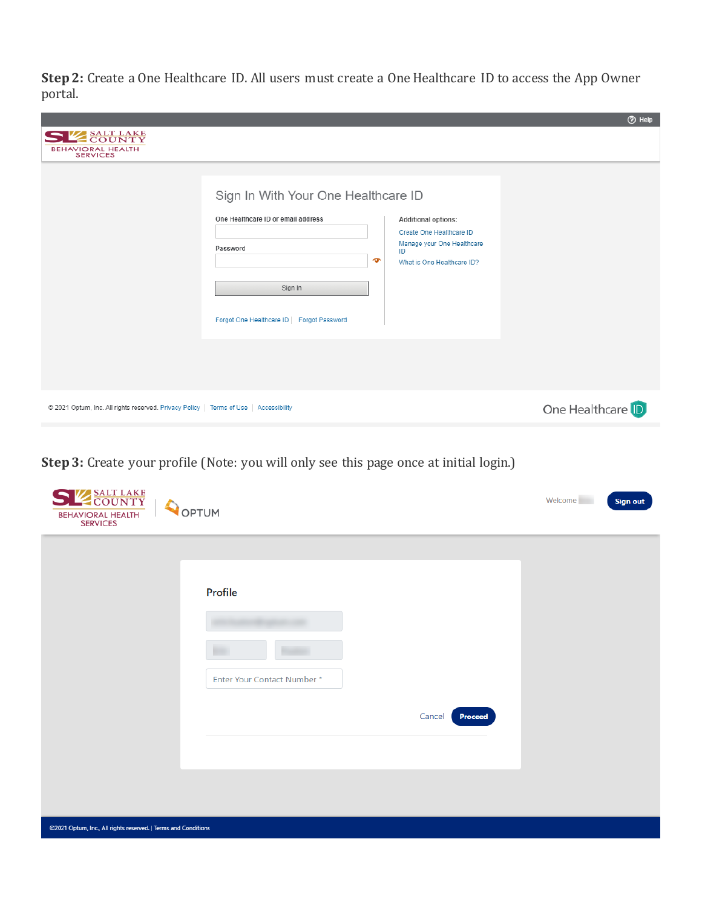**Step 2:** Create a One Healthcare ID. All users must create a One Healthcare ID to access the App Owner portal.

Help

SALT LAKE COUNTY BEHAVIORAL HEALTH SERVICES

Sign In With Your One Healthcare ID

One Healthcare ID or email address

Password

Sign In

Forgot One Healthcare ID | Forgot Password

Additional options:

Create One Healthcare ID

Manage your One Healthcare ID

What is One Healthcare ID?

© 2021 Optum, Inc. All rights reserved. Privacy Policy | Terms of Use | Accessibility

One Healthcare ID

**Step 3:** Create your profile (Note: you will only see this page once at initial login.)

SALT LAKE COUNTY BEHAVIORAL HEALTH SERVICES | OPTUM

Welcome

Sign out

Profile

Enter Your Contact Number *

Cancel Proceed

©2021 Optum, Inc, All rights reserved. | Terms and Conditions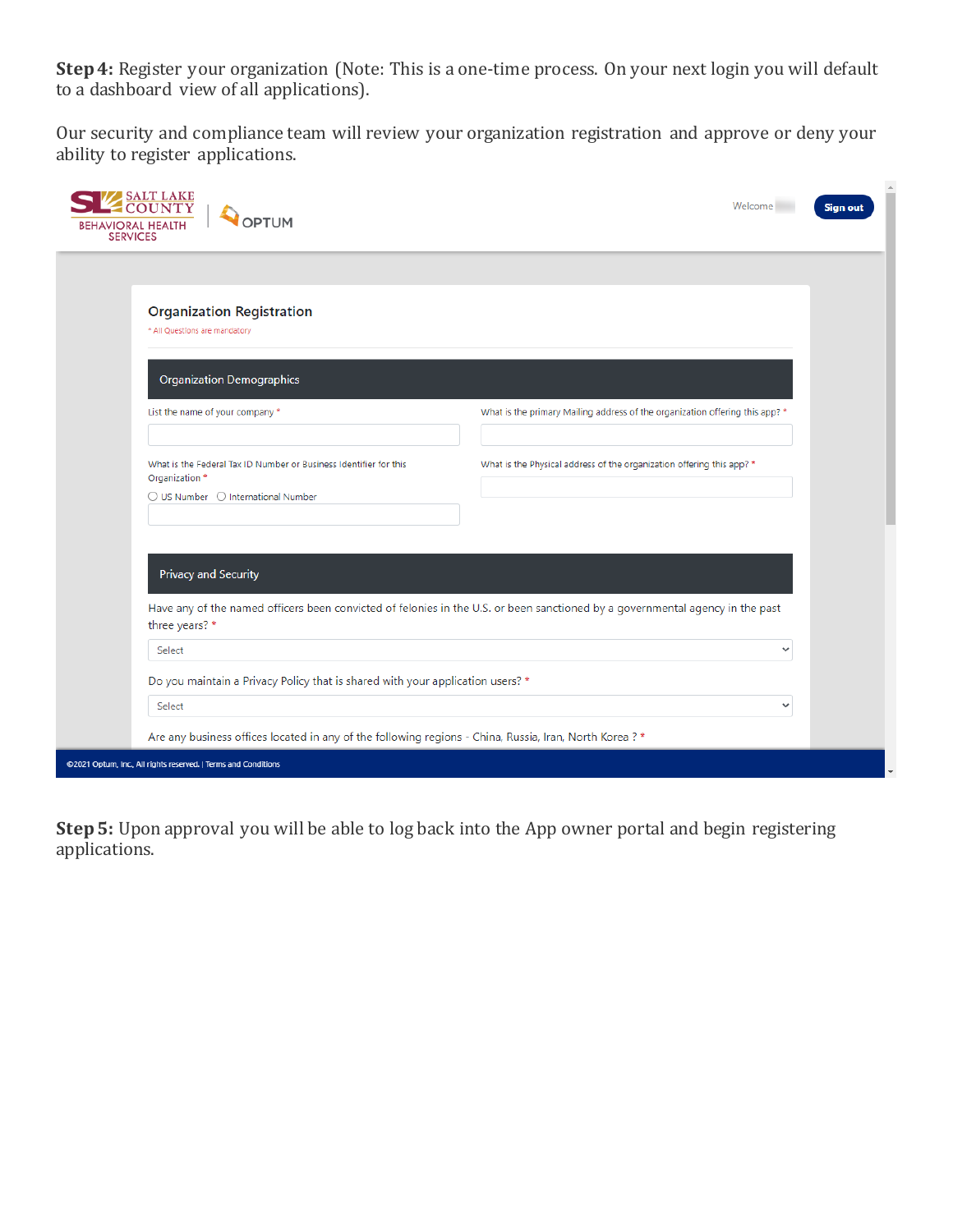**Step 4:** Register your organization (Note: This is a one-time process. On your next login you will default to a dashboard view of all applications).

Our security and compliance team will review your organization registration and approve or deny your ability to register applications.

SALT LAKE COUNTY BEHAVIORAL HEALTH SERVICES | OPTUM

Welcome

Sign out

## Organization Registration

* All Questions are mandatory

### Organization Demographics

List the name of your company *

What is the primary Mailing address of the organization offering this app? *

What is the Federal Tax ID Number or Business Identifier for this Organization *

- US Number
- International Number

What is the Physical address of the organization offering this app? *

### Privacy and Security

Have any of the named officers been convicted of felonies in the U.S. or been sanctioned by a governmental agency in the past three years? *

Select

Do you maintain a Privacy Policy that is shared with your application users? *

Select

Are any business offices located in any of the following regions - China, Russia, Iran, North Korea ? *

©2021 Optum, Inc., All rights reserved. | Terms and Conditions

**Step 5:** Upon approval you will be able to log back into the App owner portal and begin registering applications.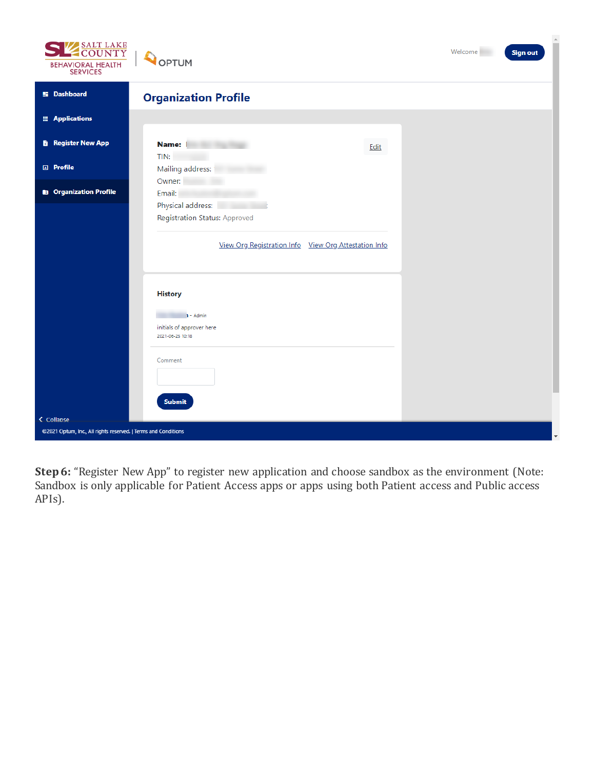**Step 6:** “Register New App” to register new application and choose sandbox as the environment (Note: Sandbox is only applicable for Patient Access apps or apps using both Patient access and Public access APIs).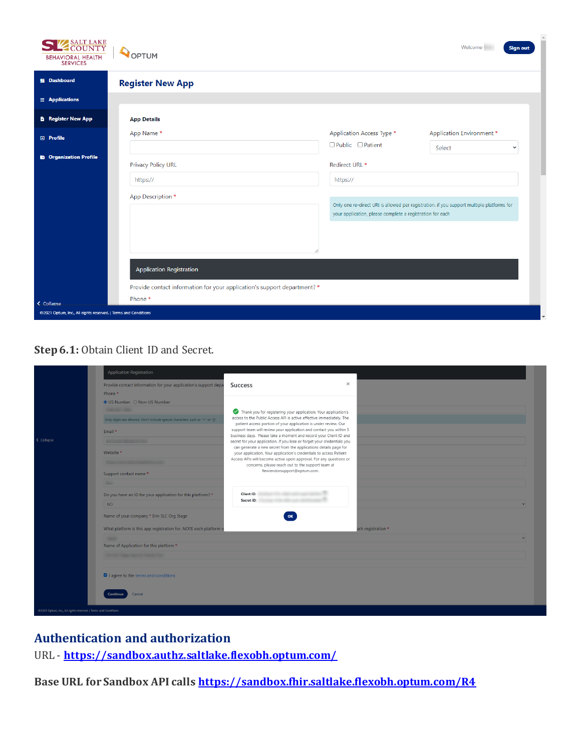**Step 6.1:** Obtain Client ID and Secret.

## Authentication and authorization

URL - [https://sandbox.authz.saltlake.flexobh.optum.com/](https://sandbox.authz.saltlake.flexobh.optum.com/)

**Base URL for Sandbox API calls** [https://sandbox.fhir.saltlake.flexobh.optum.com/R4](https://sandbox.fhir.saltlake.flexobh.optum.com/R4)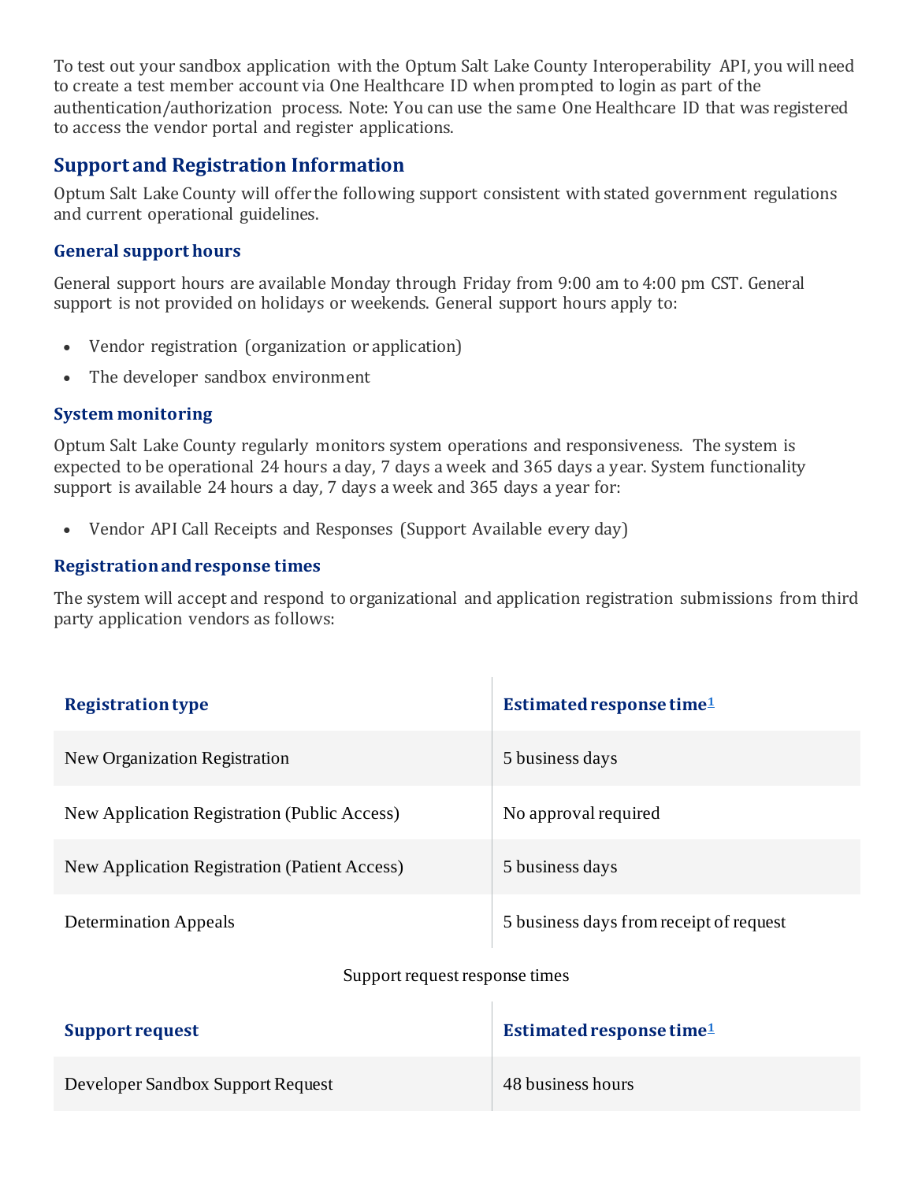To test out your sandbox application with the Optum Salt Lake County Interoperability API, you will need to create a test member account via One Healthcare ID when prompted to login as part of the authentication/authorization process. Note: You can use the same One Healthcare ID that was registered to access the vendor portal and register applications.

## Support and Registration Information

Optum Salt Lake County will offer the following support consistent with stated government regulations and current operational guidelines.

### General support hours

General support hours are available Monday through Friday from 9:00 am to 4:00 pm CST. General support is not provided on holidays or weekends. General support hours apply to:

- Vendor registration (organization or application)
- The developer sandbox environment

### System monitoring

Optum Salt Lake County regularly monitors system operations and responsiveness. The system is expected to be operational 24 hours a day, 7 days a week and 365 days a year. System functionality support is available 24 hours a day, 7 days a week and 365 days a year for:

- Vendor API Call Receipts and Responses (Support Available every day)

### Registration and response times

The system will accept and respond to organizational and application registration submissions from third party application vendors as follows:

| Registration type | Estimated response time[1] |
|---|---|
| New Organization Registration | 5 business days |
| New Application Registration (Public Access) | No approval required |
| New Application Registration (Patient Access) | 5 business days |
| Determination Appeals | 5 business days from receipt of request |

Support request response times

| Support request | Estimated response time[1] |
|---|---|
| Developer Sandbox Support Request | 48 business hours |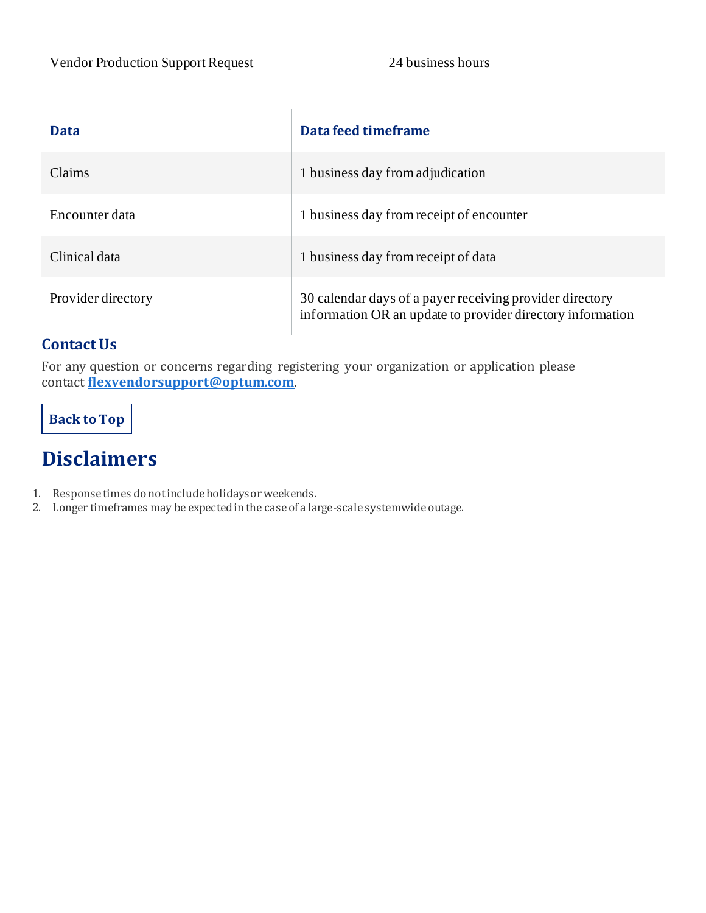| | |
|---|---|
| Vendor Production Support Request | 24 business hours |

| Data | Data feed timeframe |
|---|---|
| Claims | 1 business day from adjudication |
| Encounter data | 1 business day from receipt of encounter |
| Clinical data | 1 business day from receipt of data |
| Provider directory | 30 calendar days of a payer receiving provider directory information OR an update to provider directory information |

## Contact Us

For any question or concerns regarding registering your organization or application please contact **flexvendorsupport@optum.com**.

**Back to Top**

# Disclaimers

1. Response times do not include holidays or weekends.
2. Longer timeframes may be expected in the case of a large-scale systemwide outage.